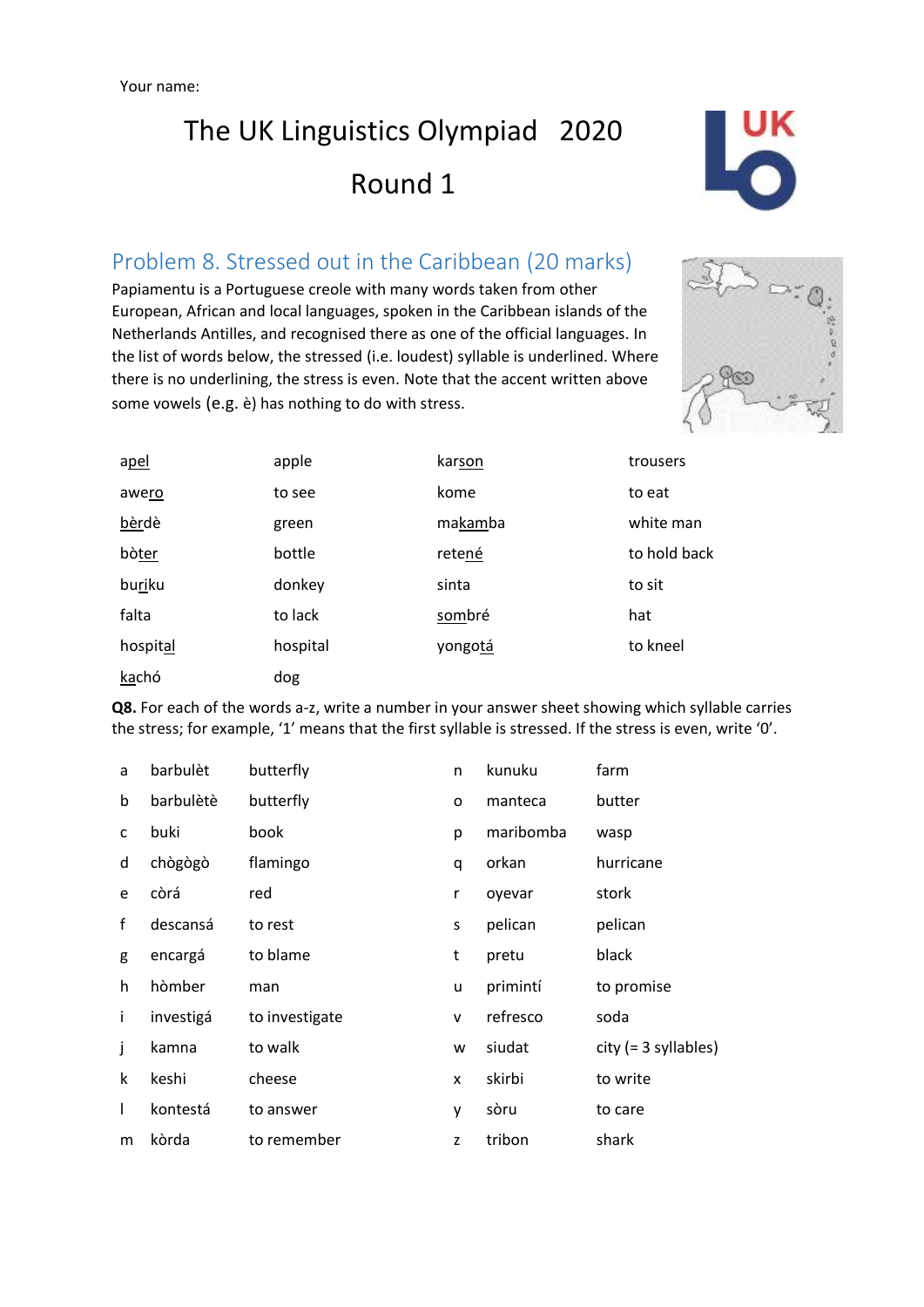Your name:

# The UK Linguistics Olympiad 2020

## Round 1

## Problem 8. Stressed out in the Caribbean (20 marks)

Papiamentu is a Portuguese creole with many words taken from other European, African and local languages, spoken in the Caribbean islands of the Netherlands Antilles, and recognised there as one of the official languages. In the list of words below, the stressed (i.e. loudest) syllable is underlined. Where there is no underlining, the stress is even. Note that the accent written above some vowels (e.g. è) has nothing to do with stress.

| | | | |
|---|---|---|---|
| <u>apel</u> | apple | kar<u>son</u> | trousers |
| awe<u>ro</u> | to see | kome | to eat |
| <u>bèrdè</u> | green | ma<u>kam</u>ba | white man |
| bò<u>ter</u> | bottle | rete<u>né</u> | to hold back |
| bu<u>ri</u>ku | donkey | sinta | to sit |
| falta | to lack | <u>som</u>bré | hat |
| hospit<u>al</u> | hospital | yongo<u>tá</u> | to kneel |
| <u>ka</u>chó | dog | | |

**Q8.** For each of the words a-z, write a number in your answer sheet showing which syllable carries the stress; for example, '1' means that the first syllable is stressed. If the stress is even, write '0'.

| | | | | | |
|---|---|---|---|---|---|
| a | barbulèt | butterfly | n | kunuku | farm |
| b | barbulètè | butterfly | o | manteca | butter |
| c | buki | book | p | maribomba | wasp |
| d | chògògò | flamingo | q | orkan | hurricane |
| e | còrá | red | r | oyevar | stork |
| f | descansá | to rest | s | pelican | pelican |
| g | encargá | to blame | t | pretu | black |
| h | hòmber | man | u | primintí | to promise |
| i | investigá | to investigate | v | refresco | soda |
| j | kamna | to walk | w | siudat | city (= 3 syllables) |
| k | keshi | cheese | x | skirbi | to write |
| l | kontestá | to answer | y | sòru | to care |
| m | kòrda | to remember | z | tribon | shark |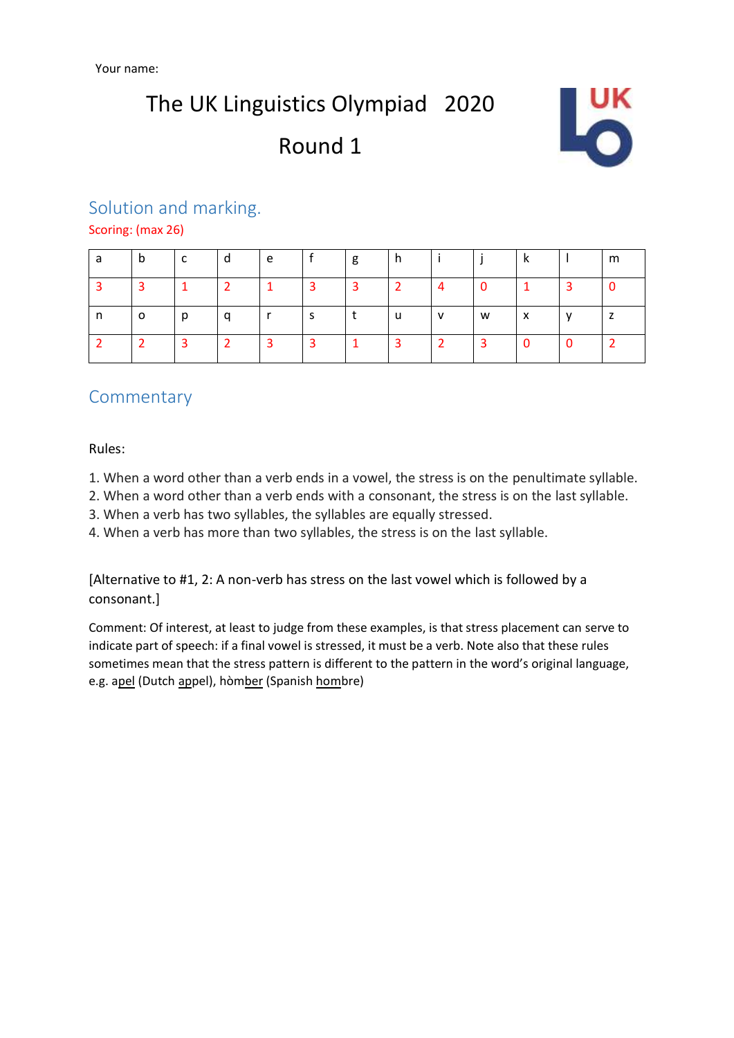Your name:

# The UK Linguistics Olympiad 2020

# Round 1

## Solution and marking.

Scoring: (max 26)

| | | | | | | | | | | | | |
|---|---|---|---|---|---|---|---|---|---|---|---|---|
| a | b | c | d | e | f | g | h | i | j | k | l | m |
| 3 | 3 | 1 | 2 | 1 | 3 | 3 | 2 | 4 | 0 | 1 | 3 | 0 |
| n | o | p | q | r | s | t | u | v | w | x | y | z |
| 2 | 2 | 3 | 2 | 3 | 3 | 1 | 3 | 2 | 3 | 0 | 0 | 2 |

## Commentary

Rules:

1. When a word other than a verb ends in a vowel, the stress is on the penultimate syllable.
2. When a word other than a verb ends with a consonant, the stress is on the last syllable.
3. When a verb has two syllables, the syllables are equally stressed.
4. When a verb has more than two syllables, the stress is on the last syllable.

[Alternative to #1, 2: A non-verb has stress on the last vowel which is followed by a consonant.]

Comment: Of interest, at least to judge from these examples, is that stress placement can serve to indicate part of speech: if a final vowel is stressed, it must be a verb. Note also that these rules sometimes mean that the stress pattern is different to the pattern in the word's original language, e.g. a<u>pel</u> (Dutch <u>ap</u>pel), hòm<u>ber</u> (Spanish <u>hom</u>bre)